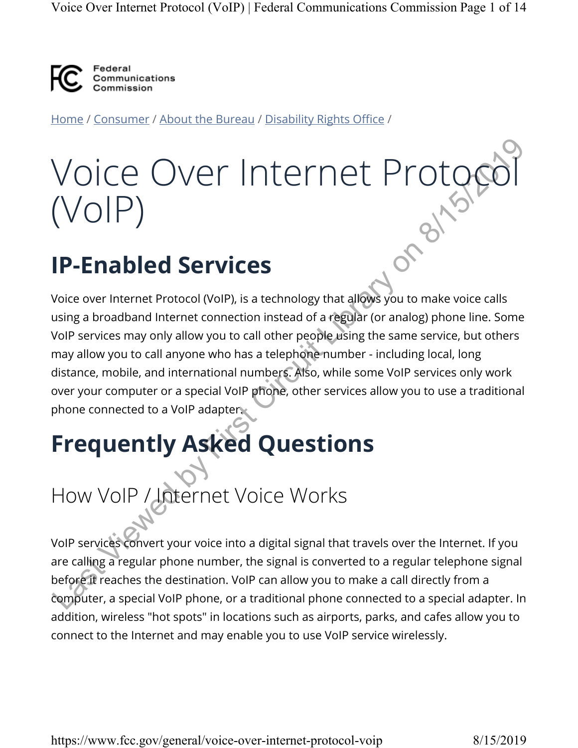Federal Communications Commission

Home / Consumer / About the Bureau / Disability Rights Office /

# Voice Over Internet Protocol (VoIP)

## IP-Enabled Services

Voice over Internet Protocol (VoIP), is a technology that allows you to make voice calls using a broadband Internet connection instead of a regular (or analog) phone line. Some VoIP services may only allow you to call other people using the same service, but others may allow you to call anyone who has a telephone number - including local, long distance, mobile, and international numbers. Also, while some VoIP services only work over your computer or a special VoIP phone, other services allow you to use a traditional phone connected to a VoIP adapter.

## Frequently Asked Questions

### How VoIP / Internet Voice Works

VoIP services convert your voice into a digital signal that travels over the Internet. If you are calling a regular phone number, the signal is converted to a regular telephone signal before it reaches the destination. VoIP can allow you to make a call directly from a computer, a special VoIP phone, or a traditional phone connected to a special adapter. In addition, wireless "hot spots" in locations such as airports, parks, and cafes allow you to connect to the Internet and may enable you to use VoIP service wirelessly.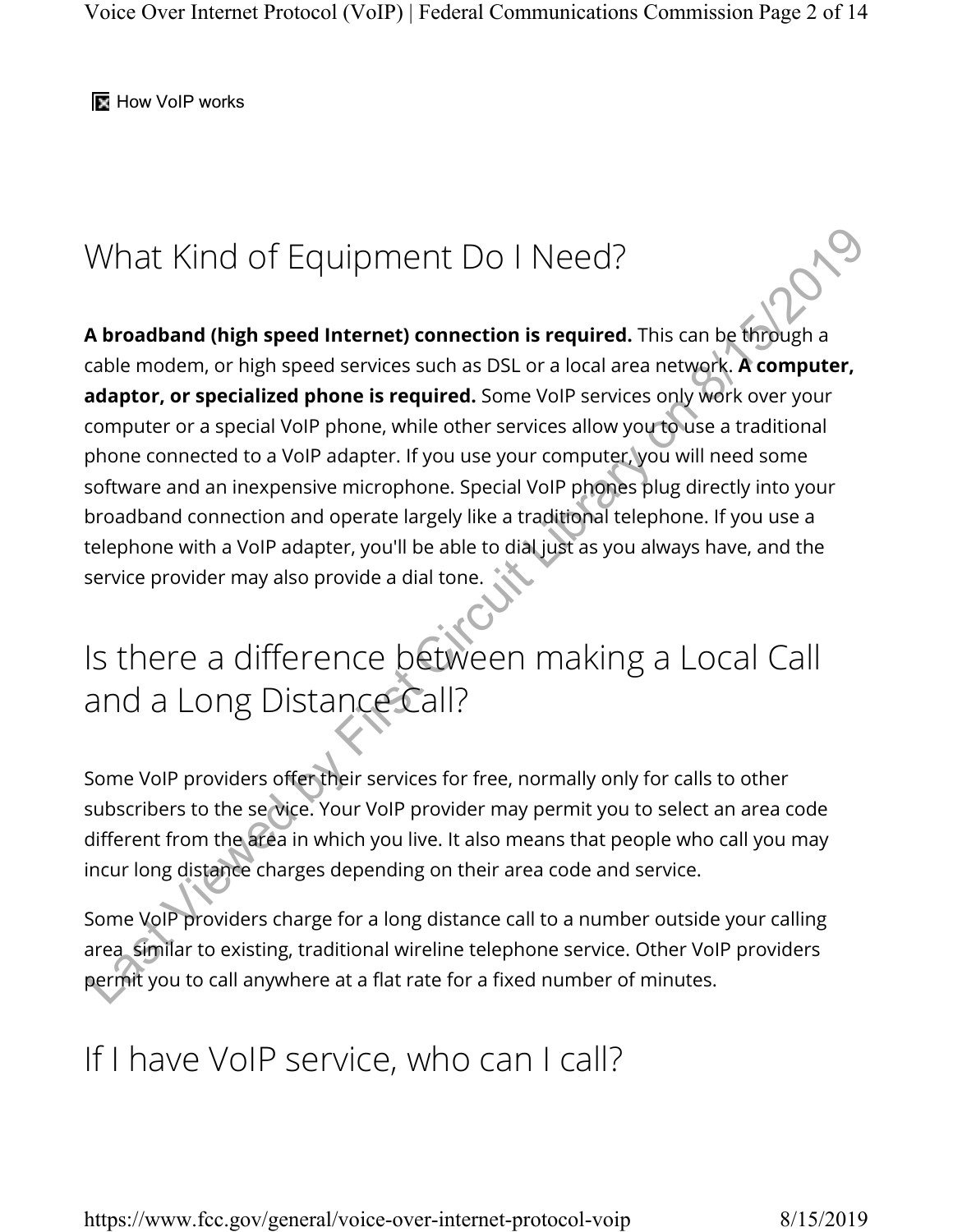How VoIP works

## What Kind of Equipment Do I Need?

**A broadband (high speed Internet) connection is required.** This can be through a cable modem, or high speed services such as DSL or a local area network. **A computer, adaptor, or specialized phone is required.** Some VoIP services only work over your computer or a special VoIP phone, while other services allow you to use a traditional phone connected to a VoIP adapter. If you use your computer, you will need some software and an inexpensive microphone. Special VoIP phones plug directly into your broadband connection and operate largely like a traditional telephone. If you use a telephone with a VoIP adapter, you'll be able to dial just as you always have, and the service provider may also provide a dial tone.

## Is there a difference between making a Local Call and a Long Distance Call?

Some VoIP providers offer their services for free, normally only for calls to other subscribers to the service. Your VoIP provider may permit you to select an area code different from the area in which you live. It also means that people who call you may incur long distance charges depending on their area code and service.

Some VoIP providers charge for a long distance call to a number outside your calling area similar to existing, traditional wireline telephone service. Other VoIP providers permit you to call anywhere at a flat rate for a fixed number of minutes.

## If I have VoIP service, who can I call?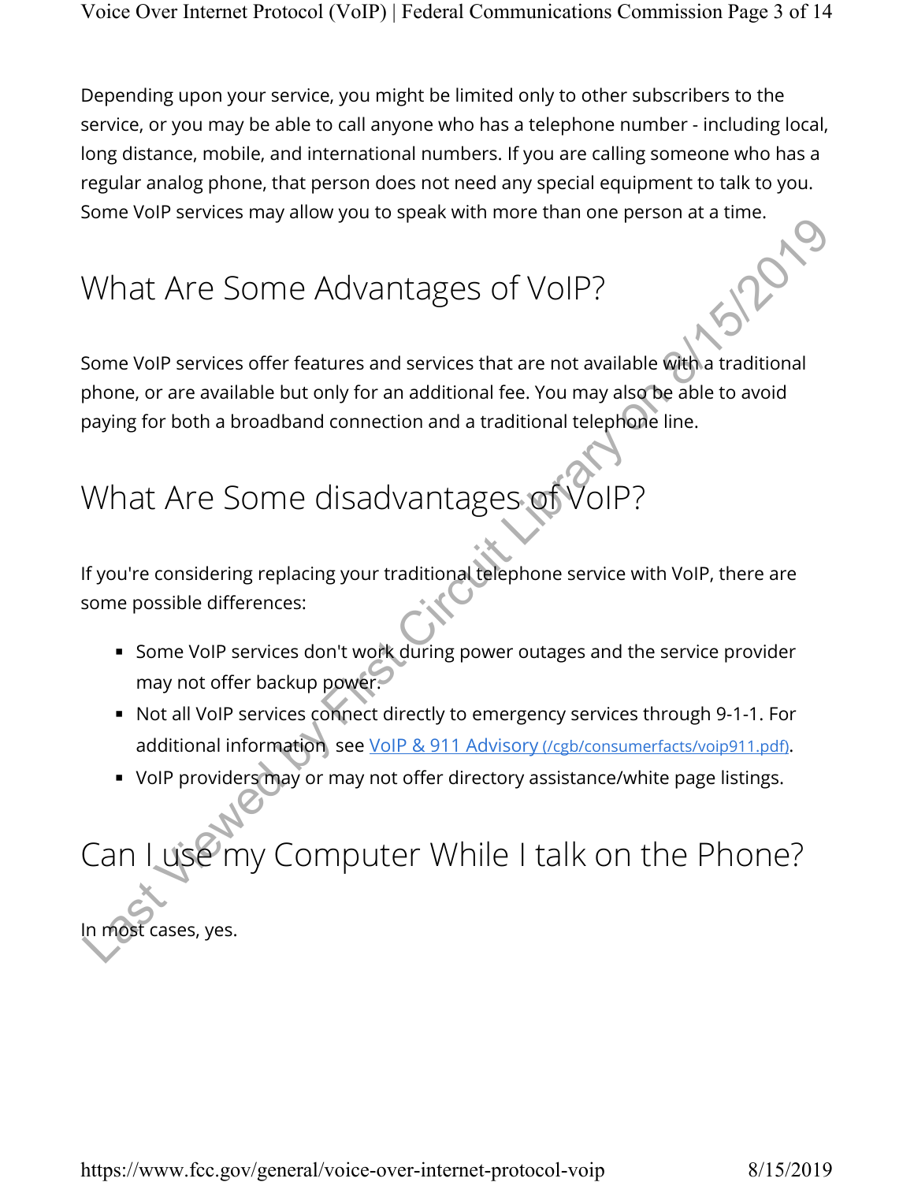Depending upon your service, you might be limited only to other subscribers to the service, or you may be able to call anyone who has a telephone number - including local, long distance, mobile, and international numbers. If you are calling someone who has a regular analog phone, that person does not need any special equipment to talk to you. Some VoIP services may allow you to speak with more than one person at a time.

## What Are Some Advantages of VoIP?

Some VoIP services offer features and services that are not available with a traditional phone, or are available but only for an additional fee. You may also be able to avoid paying for both a broadband connection and a traditional telephone line.

## What Are Some disadvantages of VoIP?

If you're considering replacing your traditional telephone service with VoIP, there are some possible differences:

- Some VoIP services don't work during power outages and the service provider may not offer backup power.
- Not all VoIP services connect directly to emergency services through 9-1-1. For additional information, see VoIP & 911 Advisory (/cgb/consumerfacts/voip911.pdf).
- VoIP providers may or may not offer directory assistance/white page listings.

## Can I use my Computer While I talk on the Phone?

In most cases, yes.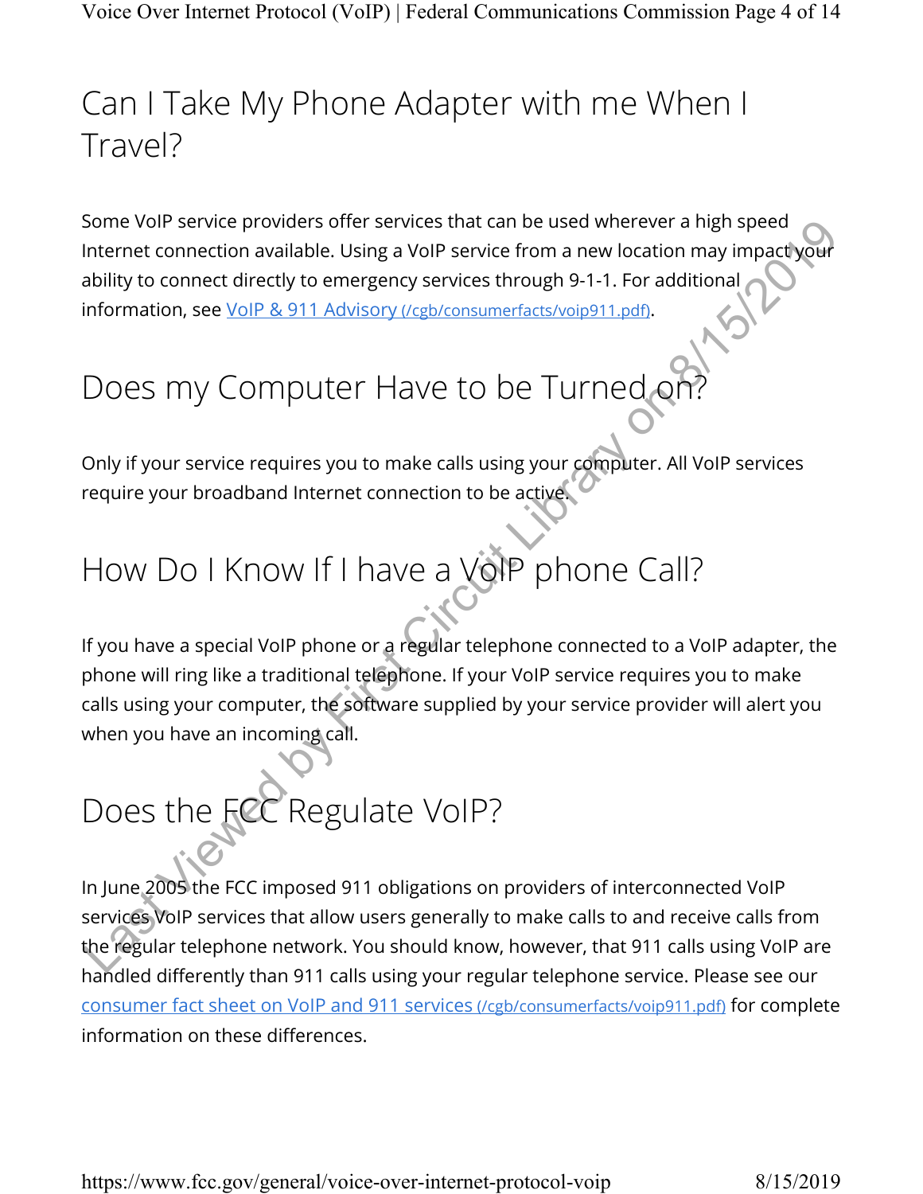## Can I Take My Phone Adapter with me When I Travel?

Some VoIP service providers offer services that can be used wherever a high speed Internet connection available. Using a VoIP service from a new location may impact your ability to connect directly to emergency services through 9-1-1. For additional information, see [VoIP & 911 Advisory (/cgb/consumerfacts/voip911.pdf)](/cgb/consumerfacts/voip911.pdf).

## Does my Computer Have to be Turned on?

Only if your service requires you to make calls using your computer. All VoIP services require your broadband Internet connection to be active.

## How Do I Know If I have a VoIP phone Call?

If you have a special VoIP phone or a regular telephone connected to a VoIP adapter, the phone will ring like a traditional telephone. If your VoIP service requires you to make calls using your computer, the software supplied by your service provider will alert you when you have an incoming call.

## Does the FCC Regulate VoIP?

In June 2005 the FCC imposed 911 obligations on providers of interconnected VoIP services VoIP services that allow users generally to make calls to and receive calls from the regular telephone network. You should know, however, that 911 calls using VoIP are handled differently than 911 calls using your regular telephone service. Please see our [consumer fact sheet on VoIP and 911 services (/cgb/consumerfacts/voip911.pdf)](/cgb/consumerfacts/voip911.pdf) for complete information on these differences.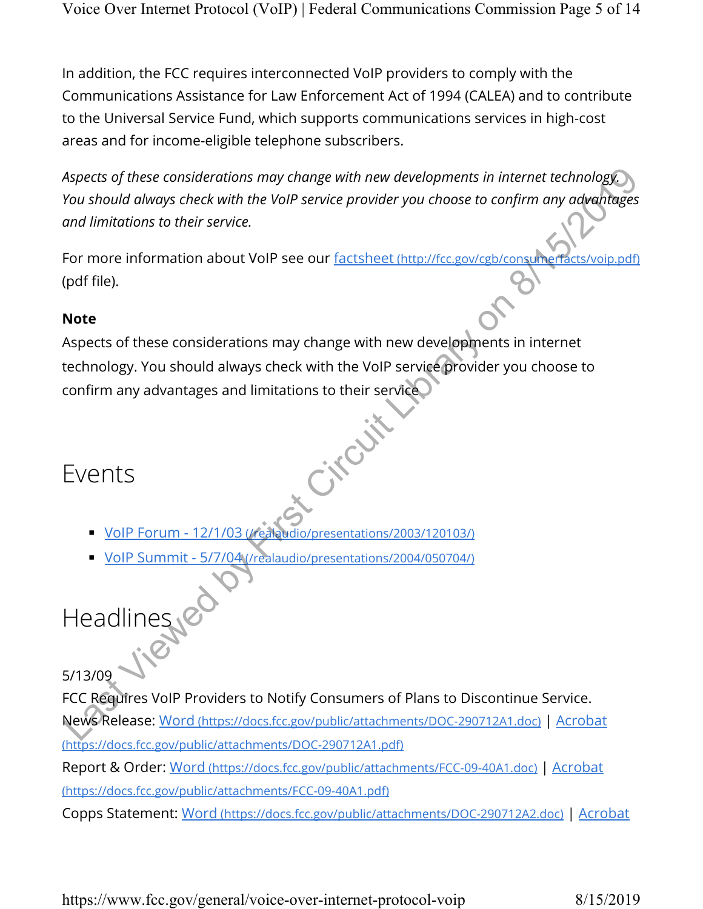In addition, the FCC requires interconnected VoIP providers to comply with the Communications Assistance for Law Enforcement Act of 1994 (CALEA) and to contribute to the Universal Service Fund, which supports communications services in high-cost areas and for income-eligible telephone subscribers.

*Aspects of these considerations may change with new developments in internet technology. You should always check with the VoIP service provider you choose to confirm any advantages and limitations to their service.*

For more information about VoIP see our [factsheet (http://fcc.gov/cgb/consumerfacts/voip.pdf)](http://fcc.gov/cgb/consumerfacts/voip.pdf) (pdf file).

**Note**

Aspects of these considerations may change with new developments in internet technology. You should always check with the VoIP service provider you choose to confirm any advantages and limitations to their service.

# Events

- [VoIP Forum - 12/1/03 (/realaudio/presentations/2003/120103/)](/realaudio/presentations/2003/120103/)
- [VoIP Summit - 5/7/04 (/realaudio/presentations/2004/050704/)](/realaudio/presentations/2004/050704/)

# Headlines

5/13/09

FCC Requires VoIP Providers to Notify Consumers of Plans to Discontinue Service.

News Release: [Word (https://docs.fcc.gov/public/attachments/DOC-290712A1.doc)](https://docs.fcc.gov/public/attachments/DOC-290712A1.doc) | [Acrobat (https://docs.fcc.gov/public/attachments/DOC-290712A1.pdf)](https://docs.fcc.gov/public/attachments/DOC-290712A1.pdf)

Report & Order: [Word (https://docs.fcc.gov/public/attachments/FCC-09-40A1.doc)](https://docs.fcc.gov/public/attachments/FCC-09-40A1.doc) | [Acrobat (https://docs.fcc.gov/public/attachments/FCC-09-40A1.pdf)](https://docs.fcc.gov/public/attachments/FCC-09-40A1.pdf)

Copps Statement: [Word (https://docs.fcc.gov/public/attachments/DOC-290712A2.doc)](https://docs.fcc.gov/public/attachments/DOC-290712A2.doc) | Acrobat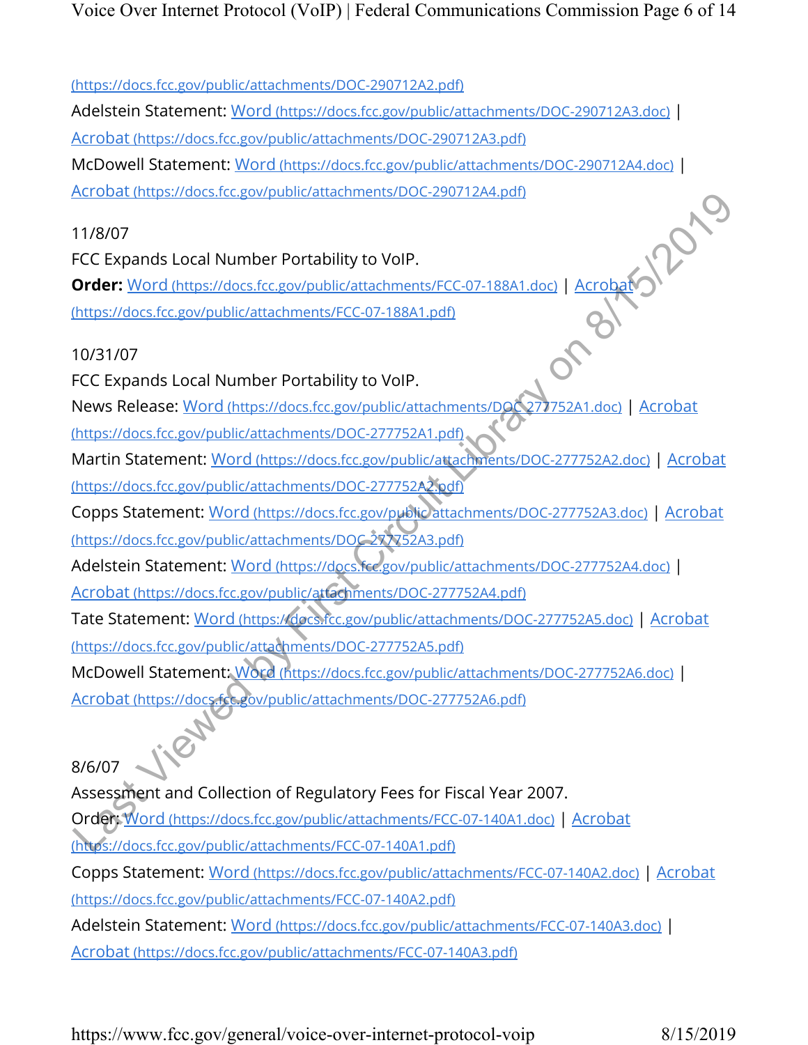(https://docs.fcc.gov/public/attachments/DOC-290712A2.pdf)

Adelstein Statement: Word (https://docs.fcc.gov/public/attachments/DOC-290712A3.doc) | Acrobat (https://docs.fcc.gov/public/attachments/DOC-290712A3.pdf)

McDowell Statement: Word (https://docs.fcc.gov/public/attachments/DOC-290712A4.doc) | Acrobat (https://docs.fcc.gov/public/attachments/DOC-290712A4.pdf)

11/8/07

FCC Expands Local Number Portability to VoIP.

**Order:** Word (https://docs.fcc.gov/public/attachments/FCC-07-188A1.doc) | Acrobat (https://docs.fcc.gov/public/attachments/FCC-07-188A1.pdf)

10/31/07

FCC Expands Local Number Portability to VoIP.

News Release: Word (https://docs.fcc.gov/public/attachments/DOC-277752A1.doc) | Acrobat (https://docs.fcc.gov/public/attachments/DOC-277752A1.pdf)

Martin Statement: Word (https://docs.fcc.gov/public/attachments/DOC-277752A2.doc) | Acrobat (https://docs.fcc.gov/public/attachments/DOC-277752A2.pdf)

Copps Statement: Word (https://docs.fcc.gov/public/attachments/DOC-277752A3.doc) | Acrobat (https://docs.fcc.gov/public/attachments/DOC-277752A3.pdf)

Adelstein Statement: Word (https://docs.fcc.gov/public/attachments/DOC-277752A4.doc) | Acrobat (https://docs.fcc.gov/public/attachments/DOC-277752A4.pdf)

Tate Statement: Word (https://docs.fcc.gov/public/attachments/DOC-277752A5.doc) | Acrobat (https://docs.fcc.gov/public/attachments/DOC-277752A5.pdf)

McDowell Statement: Word (https://docs.fcc.gov/public/attachments/DOC-277752A6.doc) | Acrobat (https://docs.fcc.gov/public/attachments/DOC-277752A6.pdf)

8/6/07

Assessment and Collection of Regulatory Fees for Fiscal Year 2007.

Order: Word (https://docs.fcc.gov/public/attachments/FCC-07-140A1.doc) | Acrobat (https://docs.fcc.gov/public/attachments/FCC-07-140A1.pdf)

Copps Statement: Word (https://docs.fcc.gov/public/attachments/FCC-07-140A2.doc) | Acrobat (https://docs.fcc.gov/public/attachments/FCC-07-140A2.pdf)

Adelstein Statement: Word (https://docs.fcc.gov/public/attachments/FCC-07-140A3.doc) | Acrobat (https://docs.fcc.gov/public/attachments/FCC-07-140A3.pdf)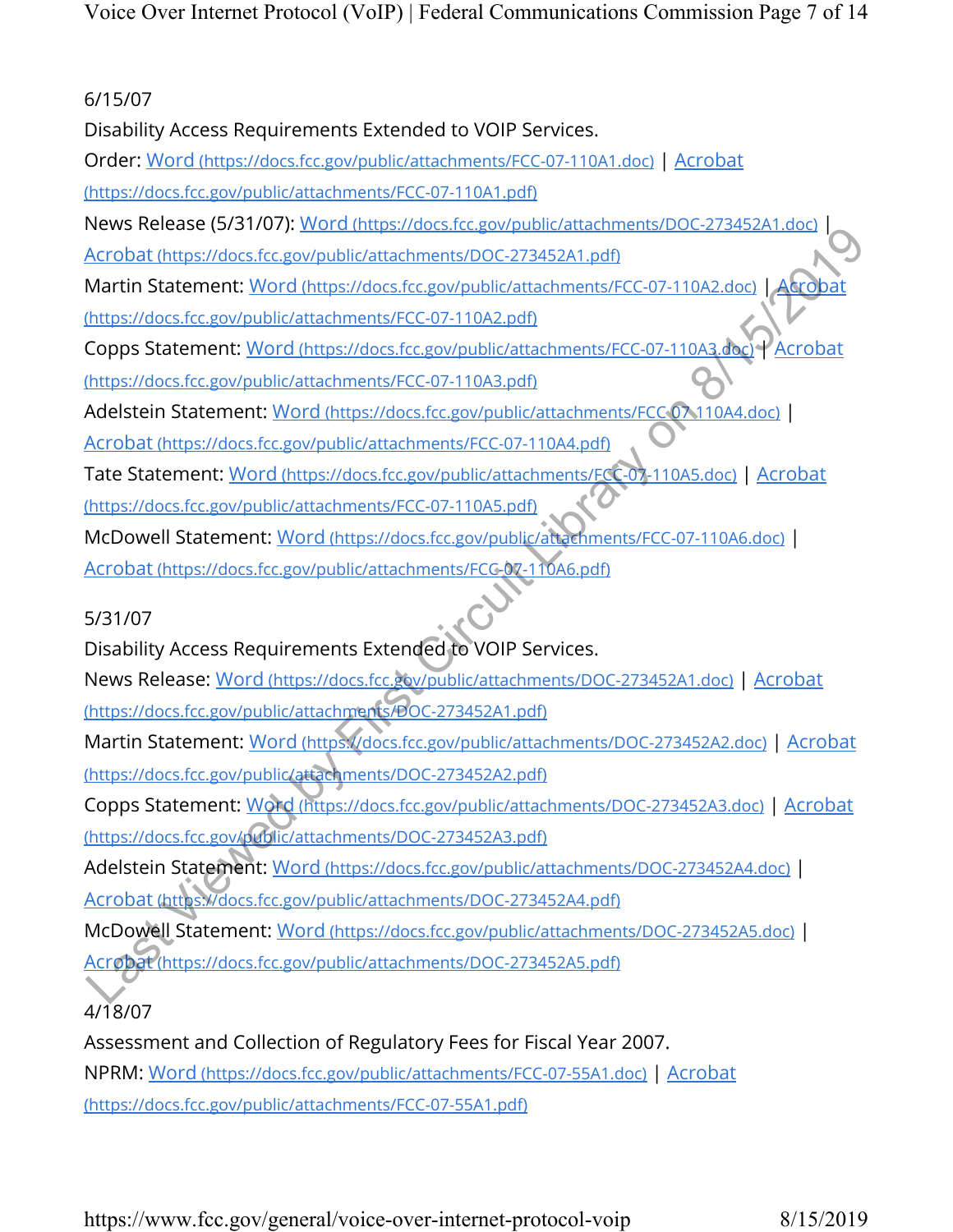6/15/07

Disability Access Requirements Extended to VOIP Services.

Order: Word (https://docs.fcc.gov/public/attachments/FCC-07-110A1.doc) | Acrobat (https://docs.fcc.gov/public/attachments/FCC-07-110A1.pdf)

News Release (5/31/07): Word (https://docs.fcc.gov/public/attachments/DOC-273452A1.doc) | Acrobat (https://docs.fcc.gov/public/attachments/DOC-273452A1.pdf)

Martin Statement: Word (https://docs.fcc.gov/public/attachments/FCC-07-110A2.doc) | Acrobat (https://docs.fcc.gov/public/attachments/FCC-07-110A2.pdf)

Copps Statement: Word (https://docs.fcc.gov/public/attachments/FCC-07-110A3.doc) | Acrobat (https://docs.fcc.gov/public/attachments/FCC-07-110A3.pdf)

Adelstein Statement: Word (https://docs.fcc.gov/public/attachments/FCC-07-110A4.doc) | Acrobat (https://docs.fcc.gov/public/attachments/FCC-07-110A4.pdf)

Tate Statement: Word (https://docs.fcc.gov/public/attachments/FCC-07-110A5.doc) | Acrobat (https://docs.fcc.gov/public/attachments/FCC-07-110A5.pdf)

McDowell Statement: Word (https://docs.fcc.gov/public/attachments/FCC-07-110A6.doc) | Acrobat (https://docs.fcc.gov/public/attachments/FCC-07-110A6.pdf)

5/31/07

Disability Access Requirements Extended to VOIP Services.

News Release: Word (https://docs.fcc.gov/public/attachments/DOC-273452A1.doc) | Acrobat (https://docs.fcc.gov/public/attachments/DOC-273452A1.pdf)

Martin Statement: Word (https://docs.fcc.gov/public/attachments/DOC-273452A2.doc) | Acrobat (https://docs.fcc.gov/public/attachments/DOC-273452A2.pdf)

Copps Statement: Word (https://docs.fcc.gov/public/attachments/DOC-273452A3.doc) | Acrobat (https://docs.fcc.gov/public/attachments/DOC-273452A3.pdf)

Adelstein Statement: Word (https://docs.fcc.gov/public/attachments/DOC-273452A4.doc) | Acrobat (https://docs.fcc.gov/public/attachments/DOC-273452A4.pdf)

McDowell Statement: Word (https://docs.fcc.gov/public/attachments/DOC-273452A5.doc) | Acrobat (https://docs.fcc.gov/public/attachments/DOC-273452A5.pdf)

4/18/07

Assessment and Collection of Regulatory Fees for Fiscal Year 2007.

NPRM: Word (https://docs.fcc.gov/public/attachments/FCC-07-55A1.doc) | Acrobat (https://docs.fcc.gov/public/attachments/FCC-07-55A1.pdf)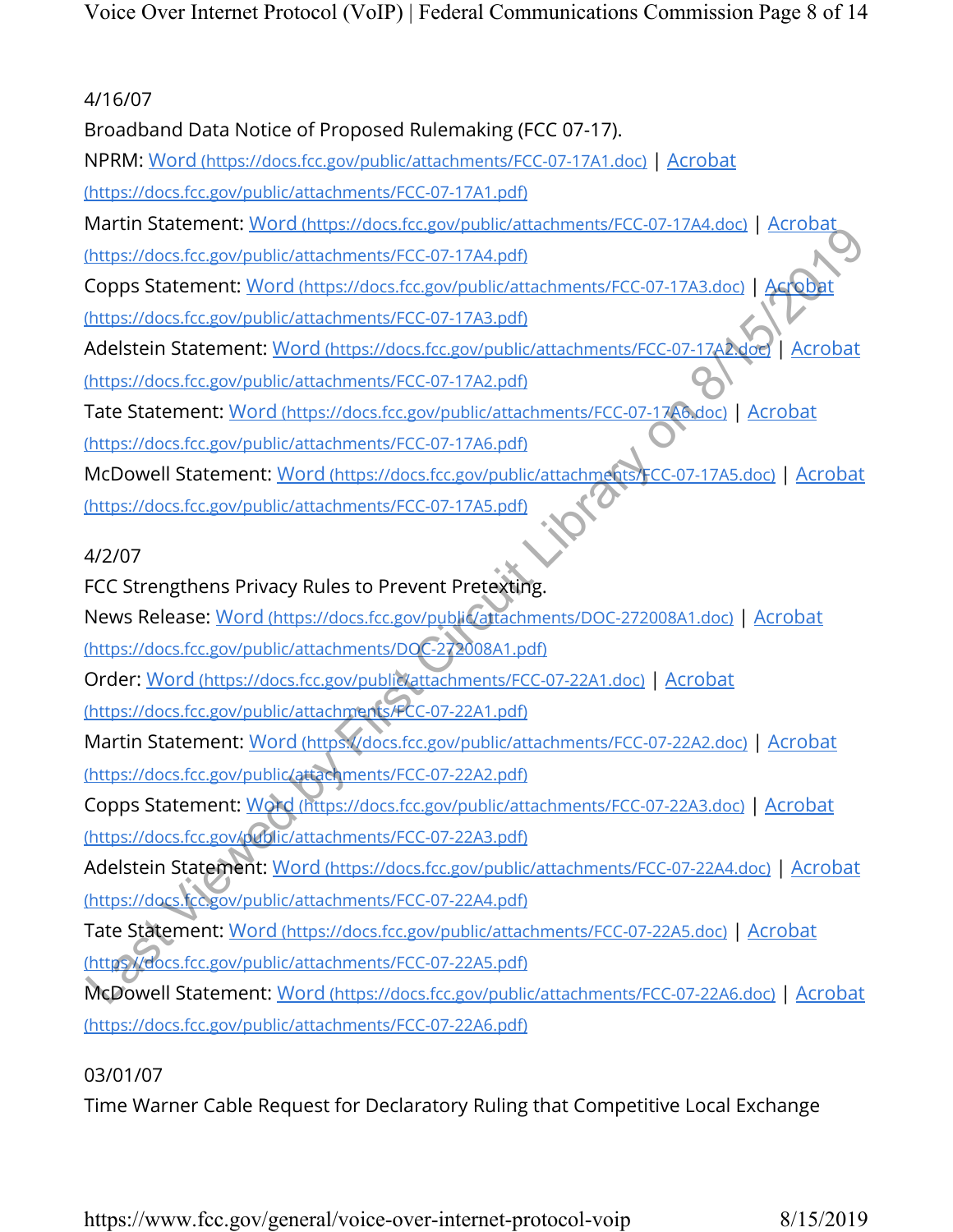4/16/07

Broadband Data Notice of Proposed Rulemaking (FCC 07-17).

NPRM: Word (https://docs.fcc.gov/public/attachments/FCC-07-17A1.doc) | Acrobat (https://docs.fcc.gov/public/attachments/FCC-07-17A1.pdf)

Martin Statement: Word (https://docs.fcc.gov/public/attachments/FCC-07-17A4.doc) | Acrobat (https://docs.fcc.gov/public/attachments/FCC-07-17A4.pdf)

Copps Statement: Word (https://docs.fcc.gov/public/attachments/FCC-07-17A3.doc) | Acrobat (https://docs.fcc.gov/public/attachments/FCC-07-17A3.pdf)

Adelstein Statement: Word (https://docs.fcc.gov/public/attachments/FCC-07-17A2.doc) | Acrobat (https://docs.fcc.gov/public/attachments/FCC-07-17A2.pdf)

Tate Statement: Word (https://docs.fcc.gov/public/attachments/FCC-07-17A6.doc) | Acrobat (https://docs.fcc.gov/public/attachments/FCC-07-17A6.pdf)

McDowell Statement: Word (https://docs.fcc.gov/public/attachments/FCC-07-17A5.doc) | Acrobat (https://docs.fcc.gov/public/attachments/FCC-07-17A5.pdf)

4/2/07

FCC Strengthens Privacy Rules to Prevent Pretexting.

News Release: Word (https://docs.fcc.gov/public/attachments/DOC-272008A1.doc) | Acrobat (https://docs.fcc.gov/public/attachments/DOC-272008A1.pdf)

Order: Word (https://docs.fcc.gov/public/attachments/FCC-07-22A1.doc) | Acrobat (https://docs.fcc.gov/public/attachments/FCC-07-22A1.pdf)

Martin Statement: Word (https://docs.fcc.gov/public/attachments/FCC-07-22A2.doc) | Acrobat (https://docs.fcc.gov/public/attachments/FCC-07-22A2.pdf)

Copps Statement: Word (https://docs.fcc.gov/public/attachments/FCC-07-22A3.doc) | Acrobat (https://docs.fcc.gov/public/attachments/FCC-07-22A3.pdf)

Adelstein Statement: Word (https://docs.fcc.gov/public/attachments/FCC-07-22A4.doc) | Acrobat (https://docs.fcc.gov/public/attachments/FCC-07-22A4.pdf)

Tate Statement: Word (https://docs.fcc.gov/public/attachments/FCC-07-22A5.doc) | Acrobat (https://docs.fcc.gov/public/attachments/FCC-07-22A5.pdf)

McDowell Statement: Word (https://docs.fcc.gov/public/attachments/FCC-07-22A6.doc) | Acrobat (https://docs.fcc.gov/public/attachments/FCC-07-22A6.pdf)

03/01/07

Time Warner Cable Request for Declaratory Ruling that Competitive Local Exchange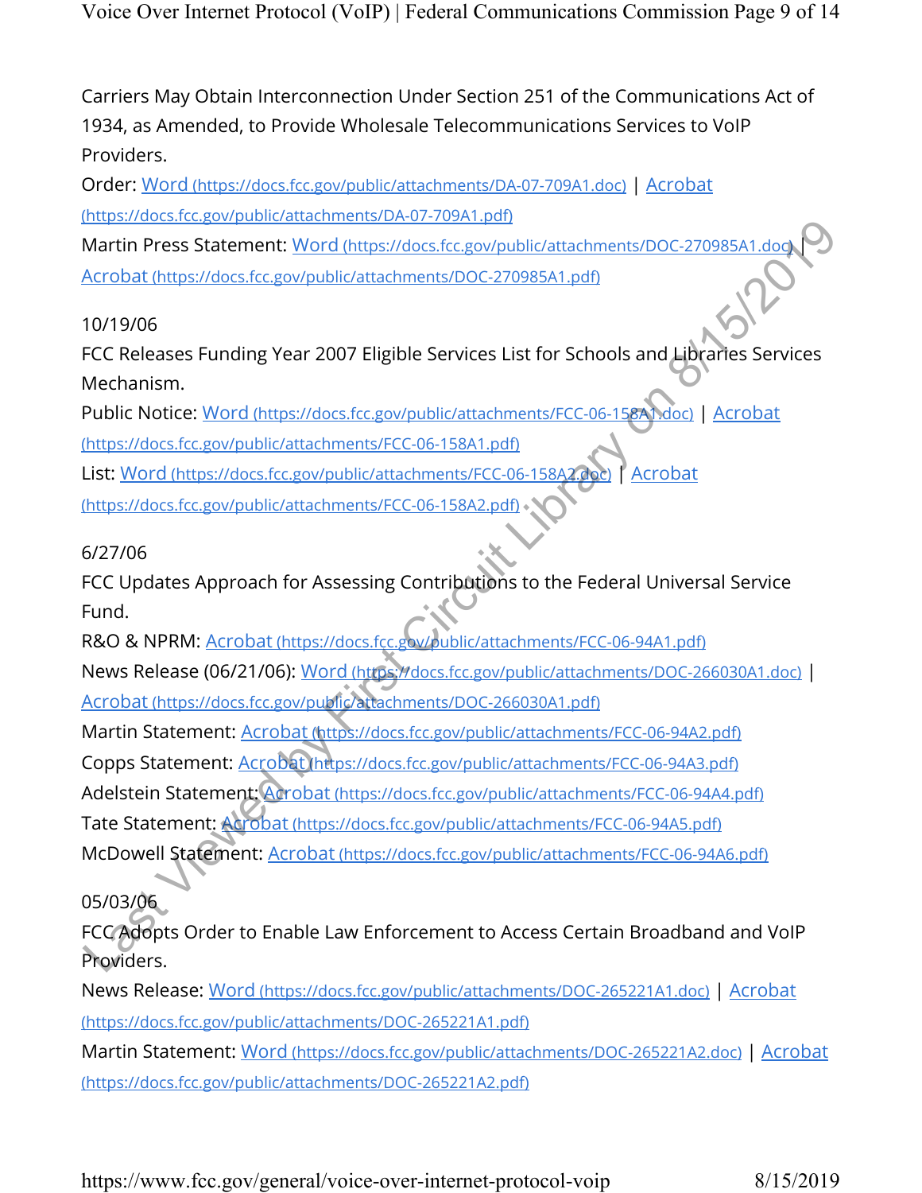Carriers May Obtain Interconnection Under Section 251 of the Communications Act of 1934, as Amended, to Provide Wholesale Telecommunications Services to VoIP Providers.

Order: Word (https://docs.fcc.gov/public/attachments/DA-07-709A1.doc) | Acrobat (https://docs.fcc.gov/public/attachments/DA-07-709A1.pdf)

Martin Press Statement: Word (https://docs.fcc.gov/public/attachments/DOC-270985A1.doc) | Acrobat (https://docs.fcc.gov/public/attachments/DOC-270985A1.pdf)

10/19/06

FCC Releases Funding Year 2007 Eligible Services List for Schools and Libraries Services Mechanism.

Public Notice: Word (https://docs.fcc.gov/public/attachments/FCC-06-158A1.doc) | Acrobat (https://docs.fcc.gov/public/attachments/FCC-06-158A1.pdf)

List: Word (https://docs.fcc.gov/public/attachments/FCC-06-158A2.doc) | Acrobat (https://docs.fcc.gov/public/attachments/FCC-06-158A2.pdf)

6/27/06

FCC Updates Approach for Assessing Contributions to the Federal Universal Service Fund.

R&O & NPRM: Acrobat (https://docs.fcc.gov/public/attachments/FCC-06-94A1.pdf)

News Release (06/21/06): Word (https://docs.fcc.gov/public/attachments/DOC-266030A1.doc) | Acrobat (https://docs.fcc.gov/public/attachments/DOC-266030A1.pdf)

Martin Statement: Acrobat (https://docs.fcc.gov/public/attachments/FCC-06-94A2.pdf)

Copps Statement: Acrobat (https://docs.fcc.gov/public/attachments/FCC-06-94A3.pdf)

Adelstein Statement: Acrobat (https://docs.fcc.gov/public/attachments/FCC-06-94A4.pdf)

Tate Statement: Acrobat (https://docs.fcc.gov/public/attachments/FCC-06-94A5.pdf)

McDowell Statement: Acrobat (https://docs.fcc.gov/public/attachments/FCC-06-94A6.pdf)

05/03/06

FCC Adopts Order to Enable Law Enforcement to Access Certain Broadband and VoIP Providers.

News Release: Word (https://docs.fcc.gov/public/attachments/DOC-265221A1.doc) | Acrobat (https://docs.fcc.gov/public/attachments/DOC-265221A1.pdf)

Martin Statement: Word (https://docs.fcc.gov/public/attachments/DOC-265221A2.doc) | Acrobat (https://docs.fcc.gov/public/attachments/DOC-265221A2.pdf)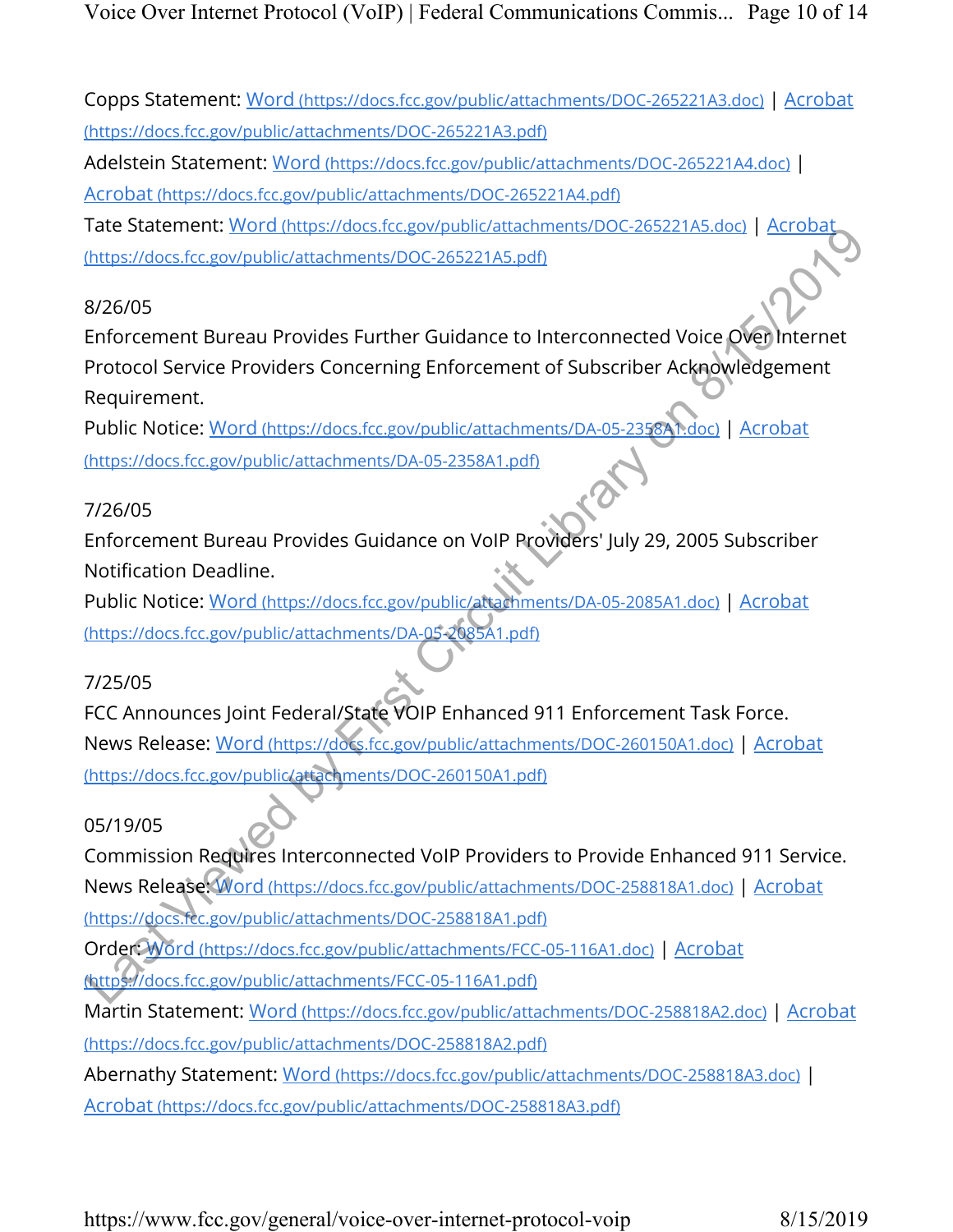Copps Statement: Word (https://docs.fcc.gov/public/attachments/DOC-265221A3.doc) | Acrobat (https://docs.fcc.gov/public/attachments/DOC-265221A3.pdf)
Adelstein Statement: Word (https://docs.fcc.gov/public/attachments/DOC-265221A4.doc) | Acrobat (https://docs.fcc.gov/public/attachments/DOC-265221A4.pdf)
Tate Statement: Word (https://docs.fcc.gov/public/attachments/DOC-265221A5.doc) | Acrobat (https://docs.fcc.gov/public/attachments/DOC-265221A5.pdf)

8/26/05
Enforcement Bureau Provides Further Guidance to Interconnected Voice Over Internet Protocol Service Providers Concerning Enforcement of Subscriber Acknowledgement Requirement.
Public Notice: Word (https://docs.fcc.gov/public/attachments/DA-05-2358A1.doc) | Acrobat (https://docs.fcc.gov/public/attachments/DA-05-2358A1.pdf)

7/26/05
Enforcement Bureau Provides Guidance on VoIP Providers' July 29, 2005 Subscriber Notification Deadline.
Public Notice: Word (https://docs.fcc.gov/public/attachments/DA-05-2085A1.doc) | Acrobat (https://docs.fcc.gov/public/attachments/DA-05-2085A1.pdf)

7/25/05
FCC Announces Joint Federal/State VOIP Enhanced 911 Enforcement Task Force.
News Release: Word (https://docs.fcc.gov/public/attachments/DOC-260150A1.doc) | Acrobat (https://docs.fcc.gov/public/attachments/DOC-260150A1.pdf)

05/19/05
Commission Requires Interconnected VoIP Providers to Provide Enhanced 911 Service.
News Release: Word (https://docs.fcc.gov/public/attachments/DOC-258818A1.doc) | Acrobat (https://docs.fcc.gov/public/attachments/DOC-258818A1.pdf)
Order: Word (https://docs.fcc.gov/public/attachments/FCC-05-116A1.doc) | Acrobat (https://docs.fcc.gov/public/attachments/FCC-05-116A1.pdf)
Martin Statement: Word (https://docs.fcc.gov/public/attachments/DOC-258818A2.doc) | Acrobat (https://docs.fcc.gov/public/attachments/DOC-258818A2.pdf)
Abernathy Statement: Word (https://docs.fcc.gov/public/attachments/DOC-258818A3.doc) | Acrobat (https://docs.fcc.gov/public/attachments/DOC-258818A3.pdf)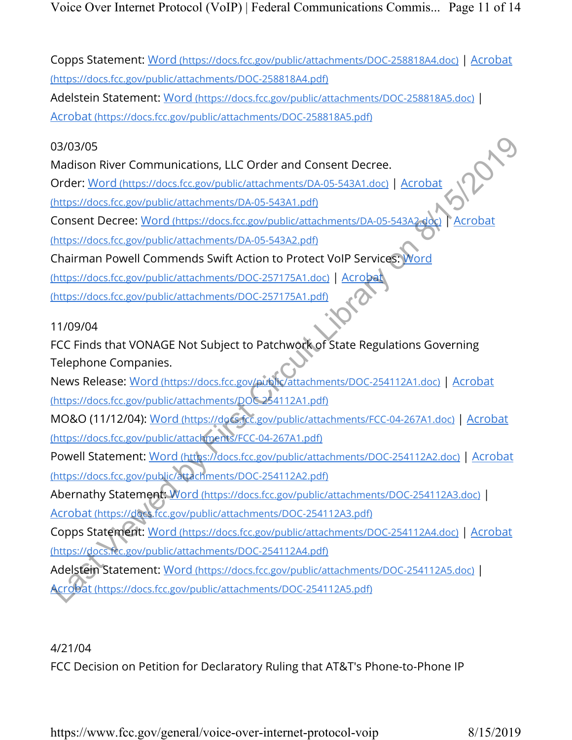Copps Statement: Word (https://docs.fcc.gov/public/attachments/DOC-258818A4.doc) | Acrobat (https://docs.fcc.gov/public/attachments/DOC-258818A4.pdf)

Adelstein Statement: Word (https://docs.fcc.gov/public/attachments/DOC-258818A5.doc) | Acrobat (https://docs.fcc.gov/public/attachments/DOC-258818A5.pdf)

03/03/05

Madison River Communications, LLC Order and Consent Decree.

Order: Word (https://docs.fcc.gov/public/attachments/DA-05-543A1.doc) | Acrobat (https://docs.fcc.gov/public/attachments/DA-05-543A1.pdf)

Consent Decree: Word (https://docs.fcc.gov/public/attachments/DA-05-543A2.doc) | Acrobat (https://docs.fcc.gov/public/attachments/DA-05-543A2.pdf)

Chairman Powell Commends Swift Action to Protect VoIP Services: Word (https://docs.fcc.gov/public/attachments/DOC-257175A1.doc) | Acrobat (https://docs.fcc.gov/public/attachments/DOC-257175A1.pdf)

11/09/04

FCC Finds that VONAGE Not Subject to Patchwork of State Regulations Governing Telephone Companies.

News Release: Word (https://docs.fcc.gov/public/attachments/DOC-254112A1.doc) | Acrobat (https://docs.fcc.gov/public/attachments/DOC-254112A1.pdf)

MO&O (11/12/04): Word (https://docs.fcc.gov/public/attachments/FCC-04-267A1.doc) | Acrobat (https://docs.fcc.gov/public/attachments/FCC-04-267A1.pdf)

Powell Statement: Word (https://docs.fcc.gov/public/attachments/DOC-254112A2.doc) | Acrobat (https://docs.fcc.gov/public/attachments/DOC-254112A2.pdf)

Abernathy Statement: Word (https://docs.fcc.gov/public/attachments/DOC-254112A3.doc) | Acrobat (https://docs.fcc.gov/public/attachments/DOC-254112A3.pdf)

Copps Statement: Word (https://docs.fcc.gov/public/attachments/DOC-254112A4.doc) | Acrobat (https://docs.fcc.gov/public/attachments/DOC-254112A4.pdf)

Adelstein Statement: Word (https://docs.fcc.gov/public/attachments/DOC-254112A5.doc) | Acrobat (https://docs.fcc.gov/public/attachments/DOC-254112A5.pdf)

4/21/04

FCC Decision on Petition for Declaratory Ruling that AT&T's Phone-to-Phone IP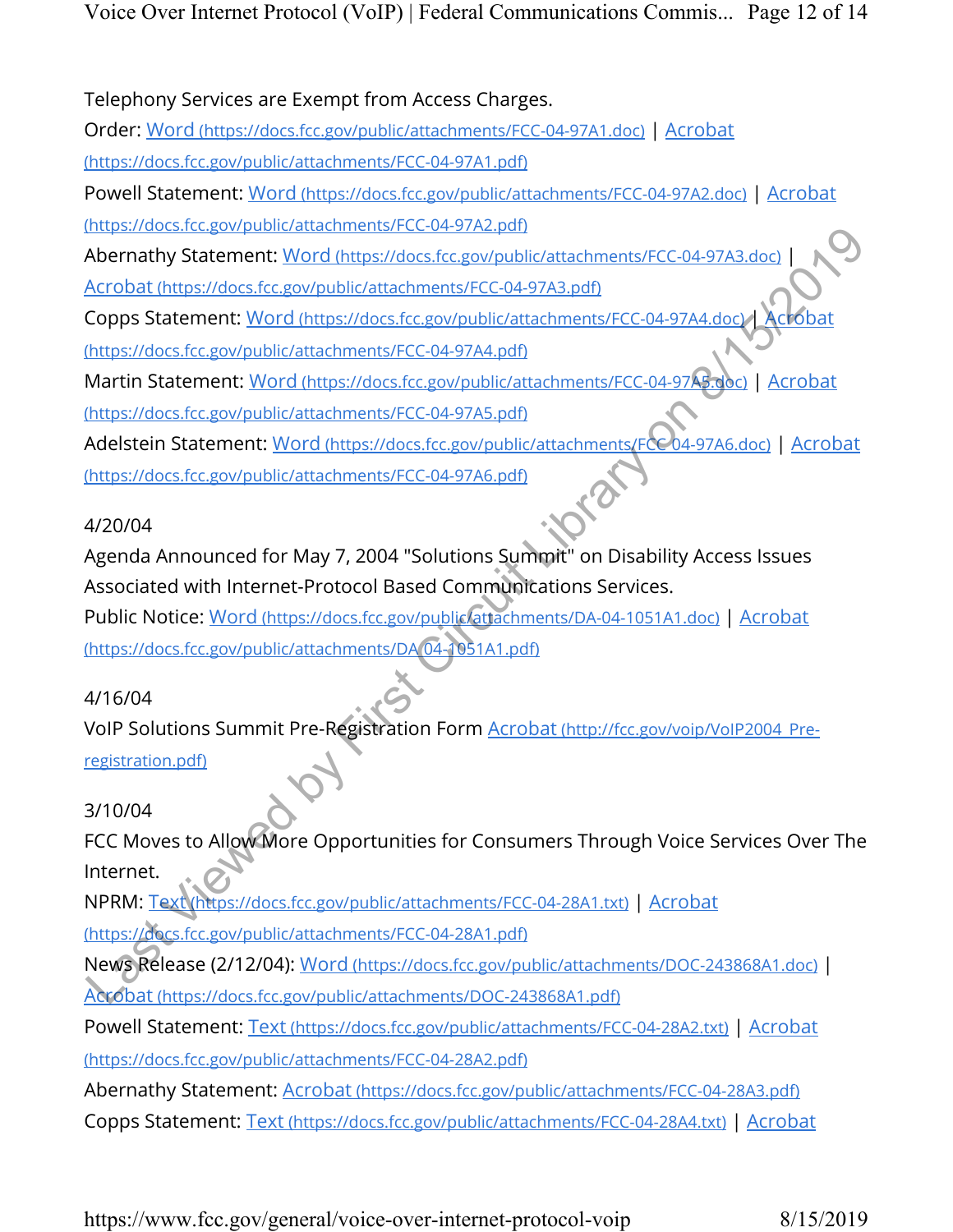Telephony Services are Exempt from Access Charges.

Order: Word (https://docs.fcc.gov/public/attachments/FCC-04-97A1.doc) | Acrobat (https://docs.fcc.gov/public/attachments/FCC-04-97A1.pdf)

Powell Statement: Word (https://docs.fcc.gov/public/attachments/FCC-04-97A2.doc) | Acrobat (https://docs.fcc.gov/public/attachments/FCC-04-97A2.pdf)

Abernathy Statement: Word (https://docs.fcc.gov/public/attachments/FCC-04-97A3.doc) | Acrobat (https://docs.fcc.gov/public/attachments/FCC-04-97A3.pdf)

Copps Statement: Word (https://docs.fcc.gov/public/attachments/FCC-04-97A4.doc) | Acrobat (https://docs.fcc.gov/public/attachments/FCC-04-97A4.pdf)

Martin Statement: Word (https://docs.fcc.gov/public/attachments/FCC-04-97A5.doc) | Acrobat (https://docs.fcc.gov/public/attachments/FCC-04-97A5.pdf)

Adelstein Statement: Word (https://docs.fcc.gov/public/attachments/FCC-04-97A6.doc) | Acrobat (https://docs.fcc.gov/public/attachments/FCC-04-97A6.pdf)

4/20/04

Agenda Announced for May 7, 2004 "Solutions Summit" on Disability Access Issues Associated with Internet-Protocol Based Communications Services.

Public Notice: Word (https://docs.fcc.gov/public/attachments/DA-04-1051A1.doc) | Acrobat (https://docs.fcc.gov/public/attachments/DA-04-1051A1.pdf)

4/16/04

VoIP Solutions Summit Pre-Registration Form Acrobat (http://fcc.gov/voip/VoIP2004_Pre-registration.pdf)

3/10/04

FCC Moves to Allow More Opportunities for Consumers Through Voice Services Over The Internet.

NPRM: Text (https://docs.fcc.gov/public/attachments/FCC-04-28A1.txt) | Acrobat (https://docs.fcc.gov/public/attachments/FCC-04-28A1.pdf)

News Release (2/12/04): Word (https://docs.fcc.gov/public/attachments/DOC-243868A1.doc) | Acrobat (https://docs.fcc.gov/public/attachments/DOC-243868A1.pdf)

Powell Statement: Text (https://docs.fcc.gov/public/attachments/FCC-04-28A2.txt) | Acrobat (https://docs.fcc.gov/public/attachments/FCC-04-28A2.pdf)

Abernathy Statement: Acrobat (https://docs.fcc.gov/public/attachments/FCC-04-28A3.pdf)

Copps Statement: Text (https://docs.fcc.gov/public/attachments/FCC-04-28A4.txt) | Acrobat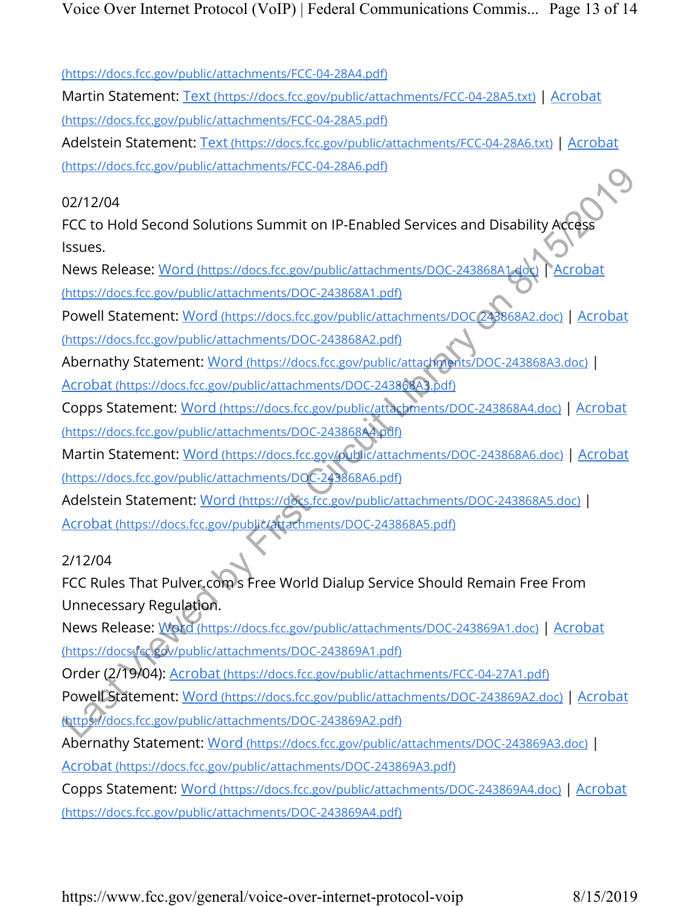(https://docs.fcc.gov/public/attachments/FCC-04-28A4.pdf)

Martin Statement: Text (https://docs.fcc.gov/public/attachments/FCC-04-28A5.txt) | Acrobat (https://docs.fcc.gov/public/attachments/FCC-04-28A5.pdf)

Adelstein Statement: Text (https://docs.fcc.gov/public/attachments/FCC-04-28A6.txt) | Acrobat (https://docs.fcc.gov/public/attachments/FCC-04-28A6.pdf)

02/12/04

FCC to Hold Second Solutions Summit on IP-Enabled Services and Disability Access Issues.

News Release: Word (https://docs.fcc.gov/public/attachments/DOC-243868A1.doc) | Acrobat (https://docs.fcc.gov/public/attachments/DOC-243868A1.pdf)

Powell Statement: Word (https://docs.fcc.gov/public/attachments/DOC-243868A2.doc) | Acrobat (https://docs.fcc.gov/public/attachments/DOC-243868A2.pdf)

Abernathy Statement: Word (https://docs.fcc.gov/public/attachments/DOC-243868A3.doc) | Acrobat (https://docs.fcc.gov/public/attachments/DOC-243868A3.pdf)

Copps Statement: Word (https://docs.fcc.gov/public/attachments/DOC-243868A4.doc) | Acrobat (https://docs.fcc.gov/public/attachments/DOC-243868A4.pdf)

Martin Statement: Word (https://docs.fcc.gov/public/attachments/DOC-243868A6.doc) | Acrobat (https://docs.fcc.gov/public/attachments/DOC-243868A6.pdf)

Adelstein Statement: Word (https://docs.fcc.gov/public/attachments/DOC-243868A5.doc) | Acrobat (https://docs.fcc.gov/public/attachments/DOC-243868A5.pdf)

2/12/04

FCC Rules That Pulver.com's Free World Dialup Service Should Remain Free From Unnecessary Regulation.

News Release: Word (https://docs.fcc.gov/public/attachments/DOC-243869A1.doc) | Acrobat (https://docs.fcc.gov/public/attachments/DOC-243869A1.pdf)

Order (2/19/04): Acrobat (https://docs.fcc.gov/public/attachments/FCC-04-27A1.pdf)

Powell Statement: Word (https://docs.fcc.gov/public/attachments/DOC-243869A2.doc) | Acrobat (https://docs.fcc.gov/public/attachments/DOC-243869A2.pdf)

Abernathy Statement: Word (https://docs.fcc.gov/public/attachments/DOC-243869A3.doc) | Acrobat (https://docs.fcc.gov/public/attachments/DOC-243869A3.pdf)

Copps Statement: Word (https://docs.fcc.gov/public/attachments/DOC-243869A4.doc) | Acrobat (https://docs.fcc.gov/public/attachments/DOC-243869A4.pdf)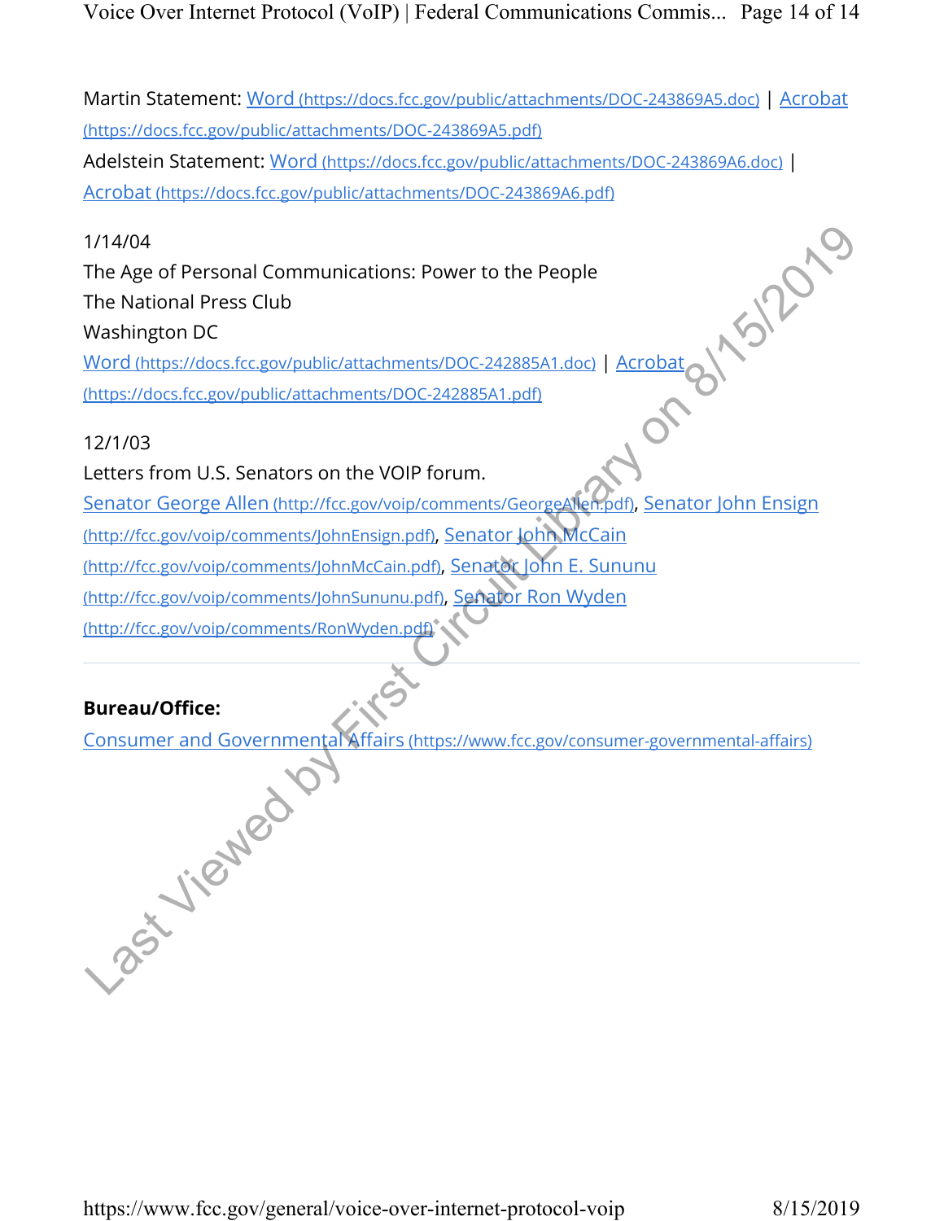Martin Statement: Word (https://docs.fcc.gov/public/attachments/DOC-243869A5.doc) | Acrobat (https://docs.fcc.gov/public/attachments/DOC-243869A5.pdf)
Adelstein Statement: Word (https://docs.fcc.gov/public/attachments/DOC-243869A6.doc) | Acrobat (https://docs.fcc.gov/public/attachments/DOC-243869A6.pdf)

1/14/04
The Age of Personal Communications: Power to the People
The National Press Club
Washington DC
Word (https://docs.fcc.gov/public/attachments/DOC-242885A1.doc) | Acrobat (https://docs.fcc.gov/public/attachments/DOC-242885A1.pdf)

12/1/03
Letters from U.S. Senators on the VOIP forum.
Senator George Allen (http://fcc.gov/voip/comments/GeorgeAllen.pdf), Senator John Ensign (http://fcc.gov/voip/comments/JohnEnsign.pdf), Senator John McCain (http://fcc.gov/voip/comments/JohnMcCain.pdf), Senator John E. Sununu (http://fcc.gov/voip/comments/JohnSununu.pdf), Senator Ron Wyden (http://fcc.gov/voip/comments/RonWyden.pdf)

---

**Bureau/Office:**

Consumer and Governmental Affairs (https://www.fcc.gov/consumer-governmental-affairs)